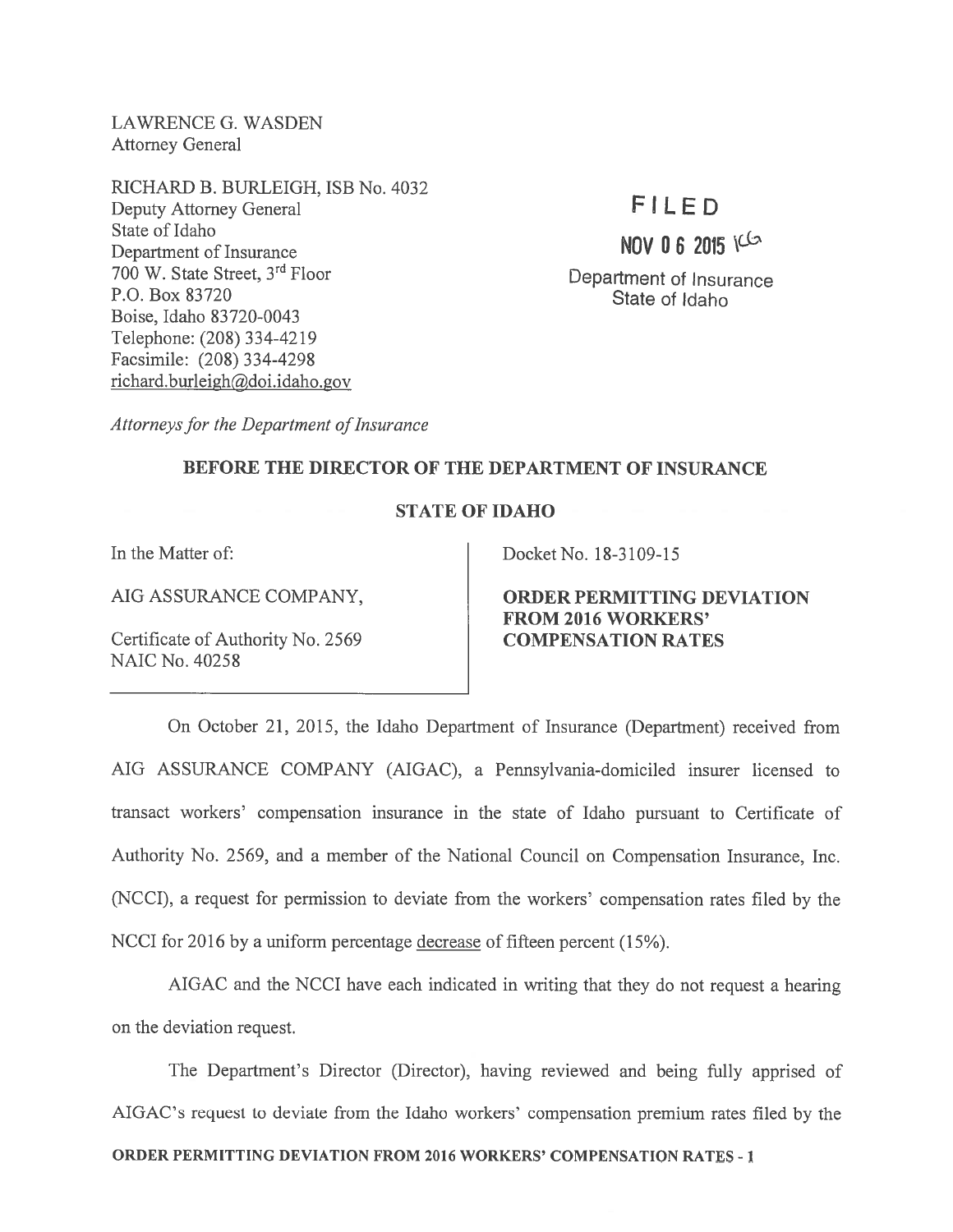LAWRENCE G. WASDEN
Attorney General

RICHARD B. BURLEIGH, ISB No. 4032
Deputy Attorney General
State of Idaho
Department of Insurance
700 W. State Street, 3rd Floor
P.O. Box 83720
Boise, Idaho 83720-0043
Telephone: (208) 334-4219
Facsimile: (208) 334-4298
richard.burleigh@doi.idaho.gov

FILED

NOV 06 2015 KG

Department of Insurance
State of Idaho

*Attorneys for the Department of Insurance*

**BEFORE THE DIRECTOR OF THE DEPARTMENT OF INSURANCE**

**STATE OF IDAHO**

| | |
|---|---|
| In the Matter of:<br><br>AIG ASSURANCE COMPANY,<br><br>Certificate of Authority No. 2569<br>NAIC No. 40258 | Docket No. 18-3109-15<br><br>**ORDER PERMITTING DEVIATION FROM 2016 WORKERS' COMPENSATION RATES** |

On October 21, 2015, the Idaho Department of Insurance (Department) received from AIG ASSURANCE COMPANY (AIGAC), a Pennsylvania-domiciled insurer licensed to transact workers' compensation insurance in the state of Idaho pursuant to Certificate of Authority No. 2569, and a member of the National Council on Compensation Insurance, Inc. (NCCI), a request for permission to deviate from the workers' compensation rates filed by the NCCI for 2016 by a uniform percentage decrease of fifteen percent (15%).

AIGAC and the NCCI have each indicated in writing that they do not request a hearing on the deviation request.

The Department's Director (Director), having reviewed and being fully apprised of AIGAC's request to deviate from the Idaho workers' compensation premium rates filed by the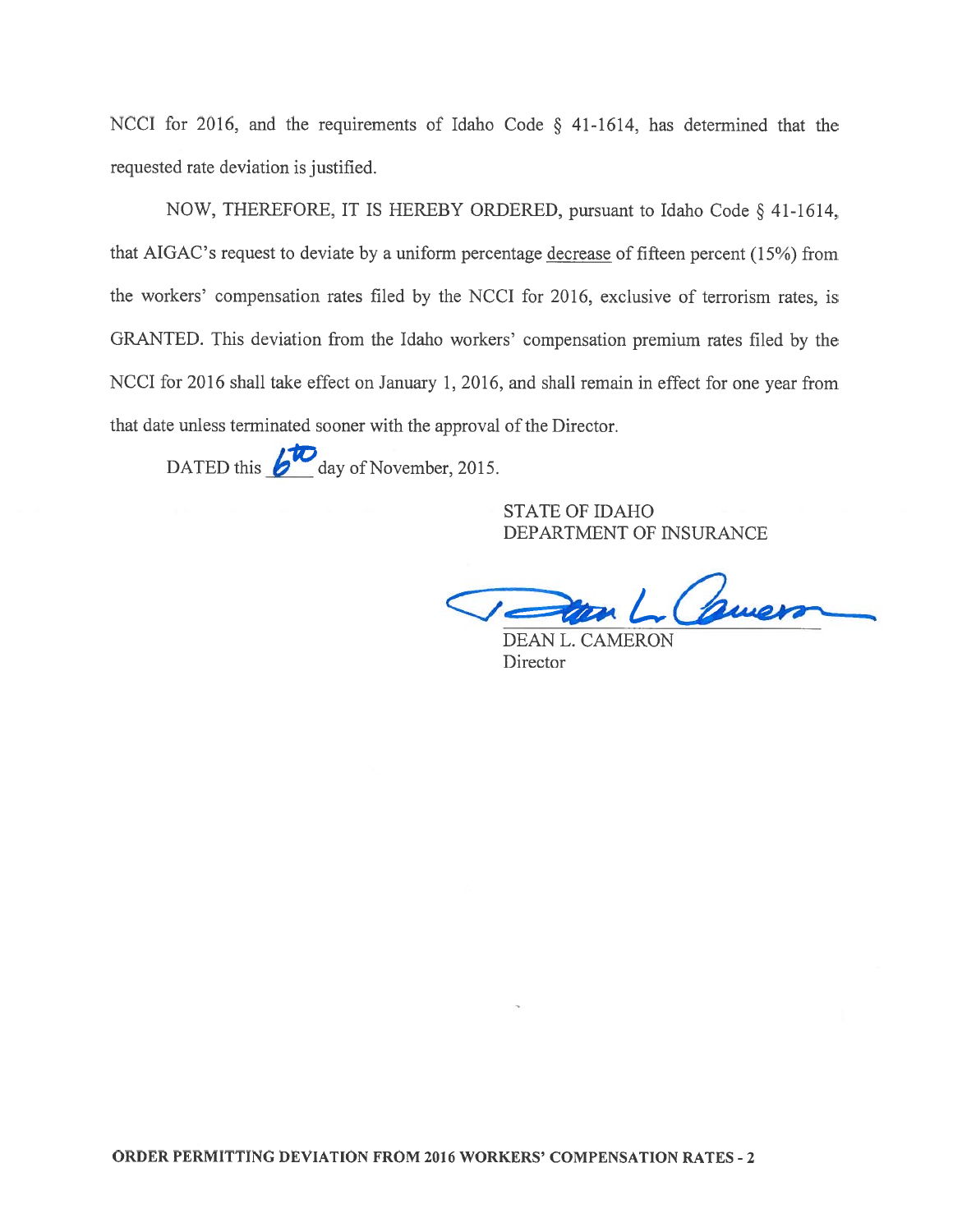NCCI for 2016, and the requirements of Idaho Code § 41-1614, has determined that the requested rate deviation is justified.

NOW, THEREFORE, IT IS HEREBY ORDERED, pursuant to Idaho Code § 41-1614, that AIGAC's request to deviate by a uniform percentage decrease of fifteen percent (15%) from the workers' compensation rates filed by the NCCI for 2016, exclusive of terrorism rates, is GRANTED. This deviation from the Idaho workers' compensation premium rates filed by the NCCI for 2016 shall take effect on January 1, 2016, and shall remain in effect for one year from that date unless terminated sooner with the approval of the Director.

DATED this 6th day of November, 2015.

STATE OF IDAHO
DEPARTMENT OF INSURANCE

DEAN L. CAMERON
Director

**ORDER PERMITTING DEVIATION FROM 2016 WORKERS' COMPENSATION RATES - 2**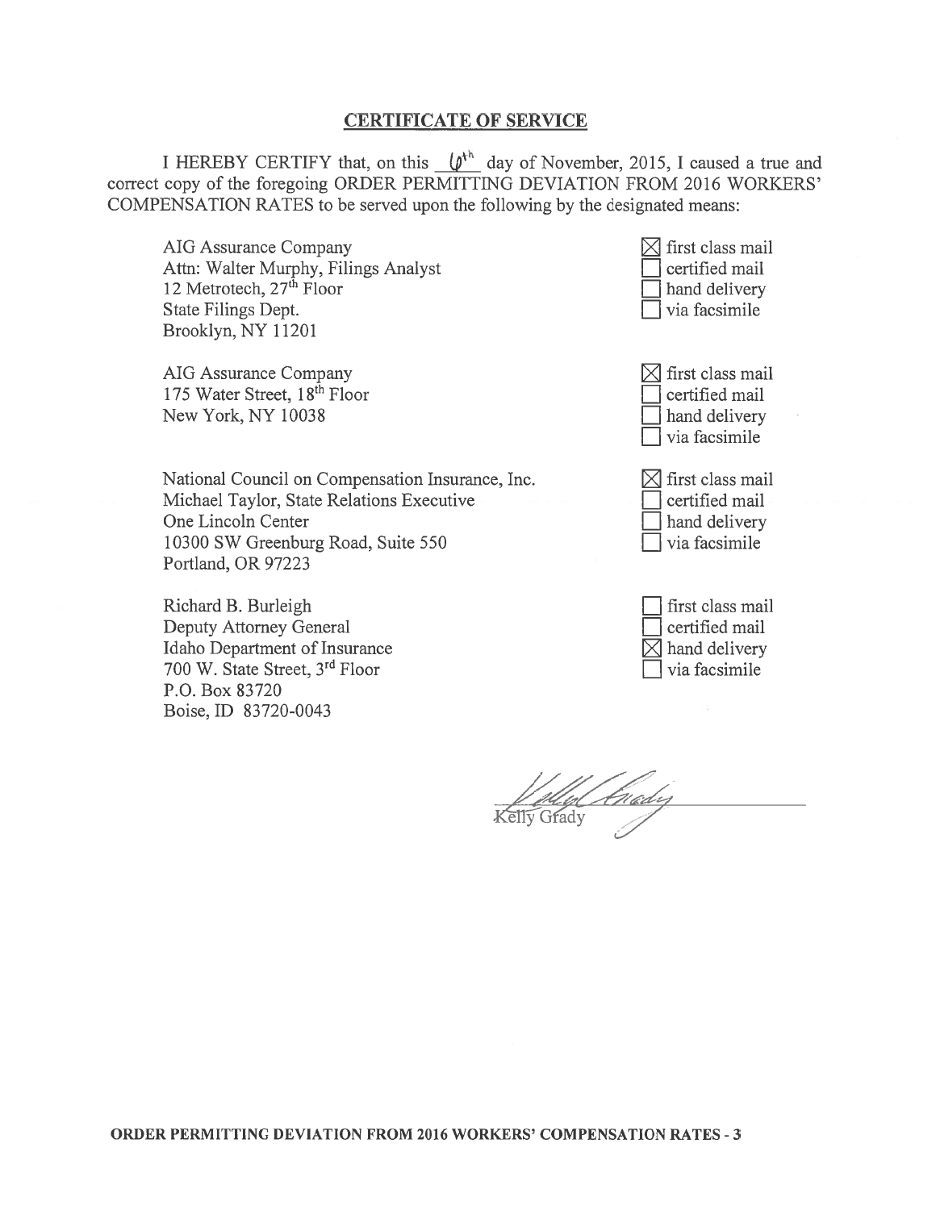## CERTIFICATE OF SERVICE

I HEREBY CERTIFY that, on this 6th day of November, 2015, I caused a true and correct copy of the foregoing ORDER PERMITTING DEVIATION FROM 2016 WORKERS' COMPENSATION RATES to be served upon the following by the designated means:

| | |
|---|---|
| AIG Assurance Company<br>Attn: Walter Murphy, Filings Analyst<br>12 Metrotech, 27th Floor<br>State Filings Dept.<br>Brooklyn, NY 11201 | ☒ first class mail<br>☐ certified mail<br>☐ hand delivery<br>☐ via facsimile |
| AIG Assurance Company<br>175 Water Street, 18th Floor<br>New York, NY 10038 | ☒ first class mail<br>☐ certified mail<br>☐ hand delivery<br>☐ via facsimile |
| National Council on Compensation Insurance, Inc.<br>Michael Taylor, State Relations Executive<br>One Lincoln Center<br>10300 SW Greenburg Road, Suite 550<br>Portland, OR 97223 | ☒ first class mail<br>☐ certified mail<br>☐ hand delivery<br>☐ via facsimile |
| Richard B. Burleigh<br>Deputy Attorney General<br>Idaho Department of Insurance<br>700 W. State Street, 3rd Floor<br>P.O. Box 83720<br>Boise, ID 83720-0043 | ☐ first class mail<br>☐ certified mail<br>☒ hand delivery<br>☐ via facsimile |

Kelly Grady